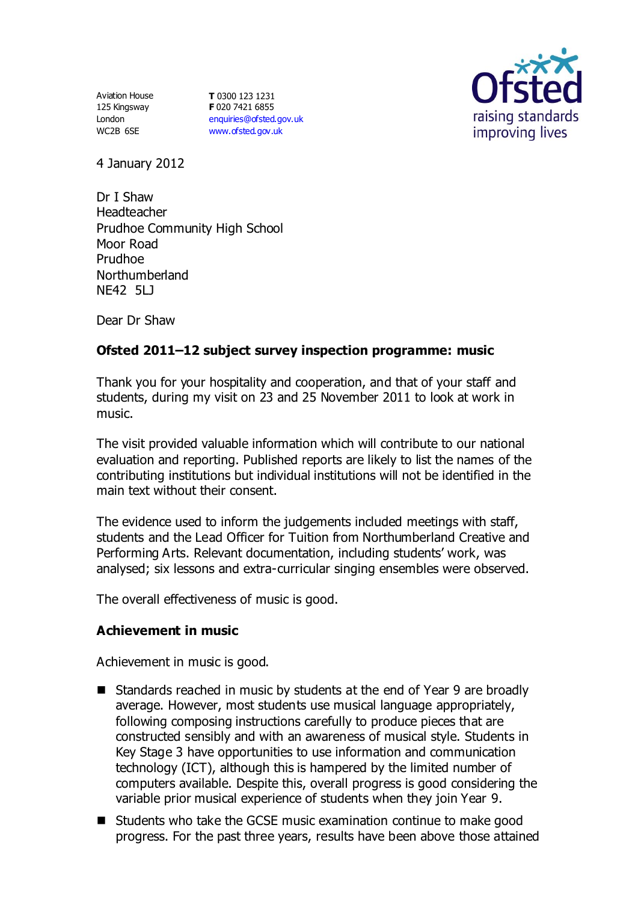Aviation House
125 Kingsway
London
WC2B 6SE

**T** 0300 123 1231
**F** 020 7421 6855
enquiries@ofsted.gov.uk
www.ofsted.gov.uk

Ofsted
raising standards
improving lives

4 January 2012

Dr I Shaw
Headteacher
Prudhoe Community High School
Moor Road
Prudhoe
Northumberland
NE42 5LJ

Dear Dr Shaw

**Ofsted 2011–12 subject survey inspection programme: music**

Thank you for your hospitality and cooperation, and that of your staff and students, during my visit on 23 and 25 November 2011 to look at work in music.

The visit provided valuable information which will contribute to our national evaluation and reporting. Published reports are likely to list the names of the contributing institutions but individual institutions will not be identified in the main text without their consent.

The evidence used to inform the judgements included meetings with staff, students and the Lead Officer for Tuition from Northumberland Creative and Performing Arts. Relevant documentation, including students' work, was analysed; six lessons and extra-curricular singing ensembles were observed.

The overall effectiveness of music is good.

### Achievement in music

Achievement in music is good.

- Standards reached in music by students at the end of Year 9 are broadly average. However, most students use musical language appropriately, following composing instructions carefully to produce pieces that are constructed sensibly and with an awareness of musical style. Students in Key Stage 3 have opportunities to use information and communication technology (ICT), although this is hampered by the limited number of computers available. Despite this, overall progress is good considering the variable prior musical experience of students when they join Year 9.
- Students who take the GCSE music examination continue to make good progress. For the past three years, results have been above those attained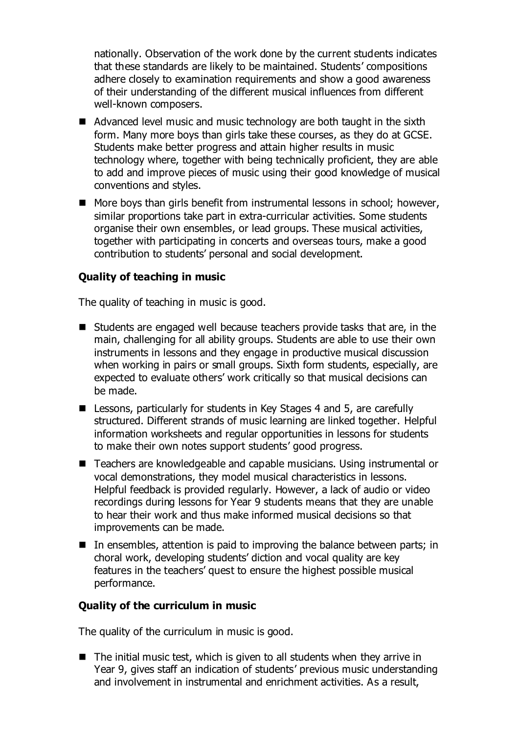nationally. Observation of the work done by the current students indicates that these standards are likely to be maintained. Students' compositions adhere closely to examination requirements and show a good awareness of their understanding of the different musical influences from different well-known composers.

- Advanced level music and music technology are both taught in the sixth form. Many more boys than girls take these courses, as they do at GCSE. Students make better progress and attain higher results in music technology where, together with being technically proficient, they are able to add and improve pieces of music using their good knowledge of musical conventions and styles.
- More boys than girls benefit from instrumental lessons in school; however, similar proportions take part in extra-curricular activities. Some students organise their own ensembles, or lead groups. These musical activities, together with participating in concerts and overseas tours, make a good contribution to students' personal and social development.

**Quality of teaching in music**

The quality of teaching in music is good.

- Students are engaged well because teachers provide tasks that are, in the main, challenging for all ability groups. Students are able to use their own instruments in lessons and they engage in productive musical discussion when working in pairs or small groups. Sixth form students, especially, are expected to evaluate others' work critically so that musical decisions can be made.
- Lessons, particularly for students in Key Stages 4 and 5, are carefully structured. Different strands of music learning are linked together. Helpful information worksheets and regular opportunities in lessons for students to make their own notes support students' good progress.
- Teachers are knowledgeable and capable musicians. Using instrumental or vocal demonstrations, they model musical characteristics in lessons. Helpful feedback is provided regularly. However, a lack of audio or video recordings during lessons for Year 9 students means that they are unable to hear their work and thus make informed musical decisions so that improvements can be made.
- In ensembles, attention is paid to improving the balance between parts; in choral work, developing students' diction and vocal quality are key features in the teachers' quest to ensure the highest possible musical performance.

**Quality of the curriculum in music**

The quality of the curriculum in music is good.

- The initial music test, which is given to all students when they arrive in Year 9, gives staff an indication of students' previous music understanding and involvement in instrumental and enrichment activities. As a result,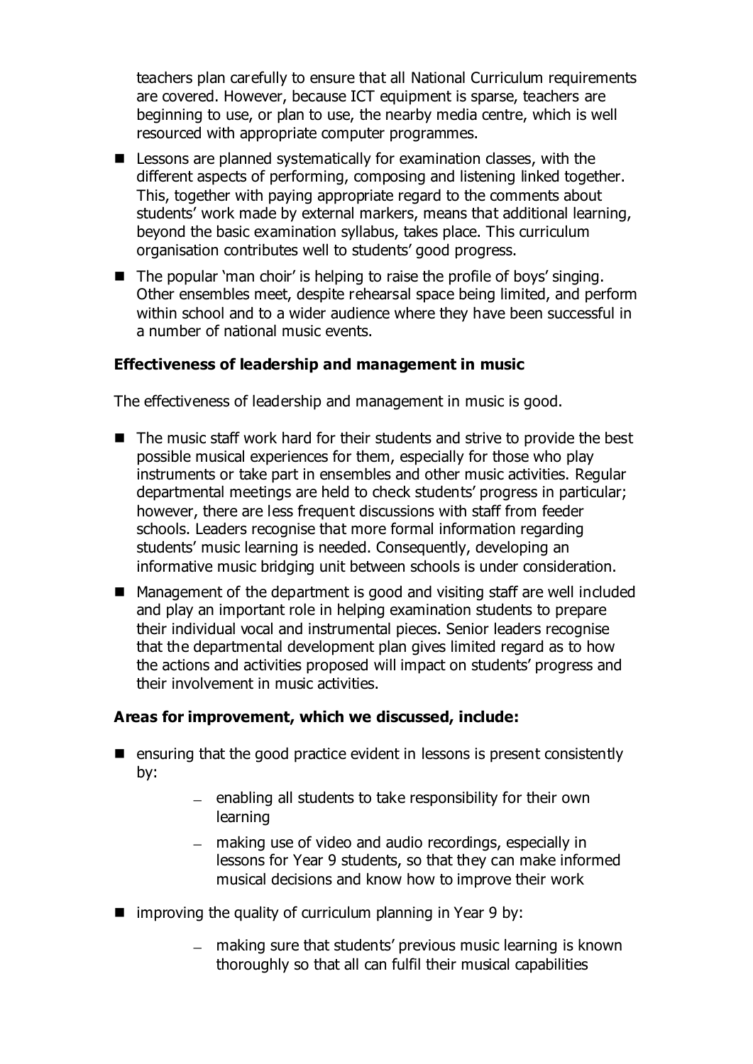teachers plan carefully to ensure that all National Curriculum requirements are covered. However, because ICT equipment is sparse, teachers are beginning to use, or plan to use, the nearby media centre, which is well resourced with appropriate computer programmes.

- Lessons are planned systematically for examination classes, with the different aspects of performing, composing and listening linked together. This, together with paying appropriate regard to the comments about students' work made by external markers, means that additional learning, beyond the basic examination syllabus, takes place. This curriculum organisation contributes well to students' good progress.
- The popular 'man choir' is helping to raise the profile of boys' singing. Other ensembles meet, despite rehearsal space being limited, and perform within school and to a wider audience where they have been successful in a number of national music events.

**Effectiveness of leadership and management in music**

The effectiveness of leadership and management in music is good.

- The music staff work hard for their students and strive to provide the best possible musical experiences for them, especially for those who play instruments or take part in ensembles and other music activities. Regular departmental meetings are held to check students' progress in particular; however, there are less frequent discussions with staff from feeder schools. Leaders recognise that more formal information regarding students' music learning is needed. Consequently, developing an informative music bridging unit between schools is under consideration.
- Management of the department is good and visiting staff are well included and play an important role in helping examination students to prepare their individual vocal and instrumental pieces. Senior leaders recognise that the departmental development plan gives limited regard as to how the actions and activities proposed will impact on students' progress and their involvement in music activities.

**Areas for improvement, which we discussed, include:**

- ensuring that the good practice evident in lessons is present consistently by:
  - enabling all students to take responsibility for their own learning
  - making use of video and audio recordings, especially in lessons for Year 9 students, so that they can make informed musical decisions and know how to improve their work
- improving the quality of curriculum planning in Year 9 by:
  - making sure that students' previous music learning is known thoroughly so that all can fulfil their musical capabilities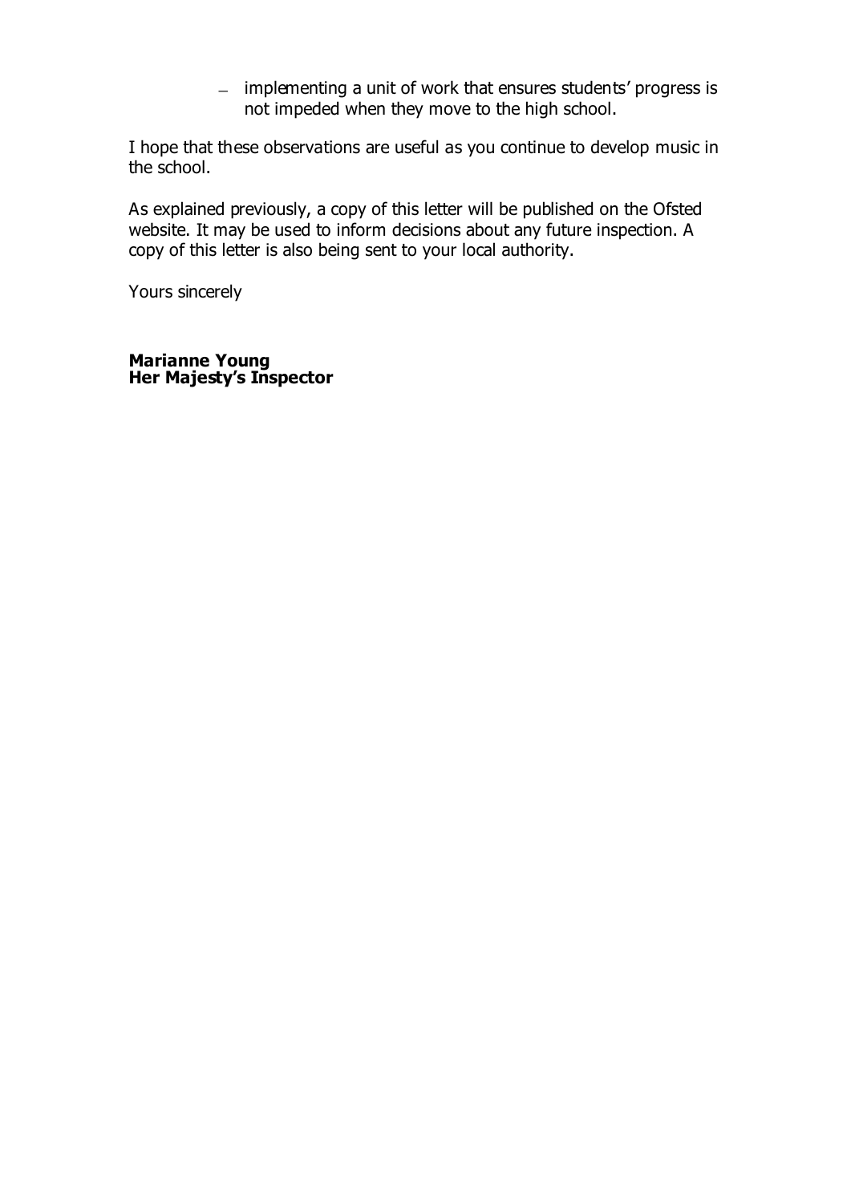- implementing a unit of work that ensures students' progress is not impeded when they move to the high school.

I hope that these observations are useful as you continue to develop music in the school.

As explained previously, a copy of this letter will be published on the Ofsted website. It may be used to inform decisions about any future inspection. A copy of this letter is also being sent to your local authority.

Yours sincerely

**Marianne Young**
**Her Majesty's Inspector**